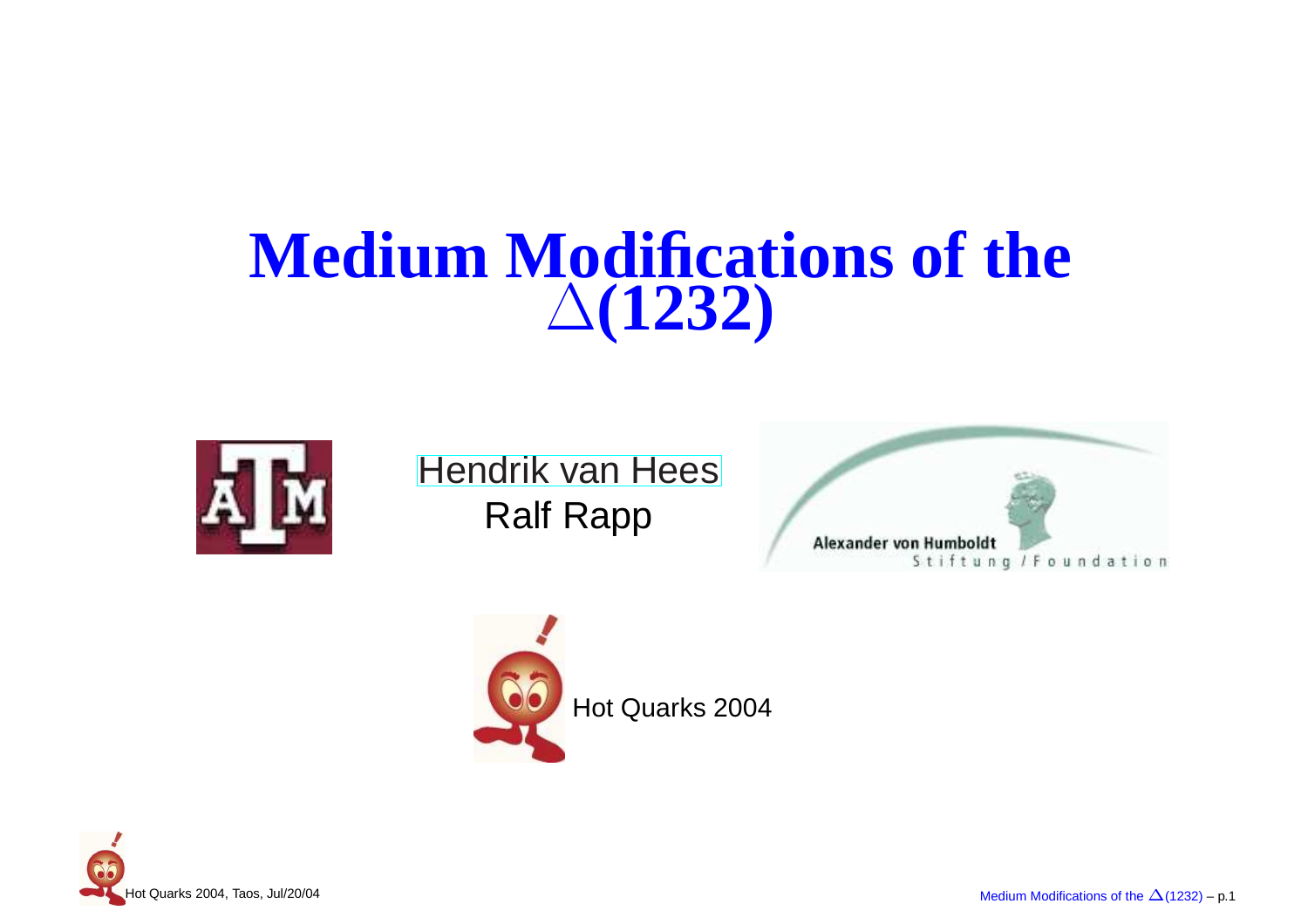# Medium Modifications of the $\Delta$(1232)

Hendrik van Hees

Ralf Rapp

Alexander von Humboldt Stiftung / Foundation

Hot Quarks 2004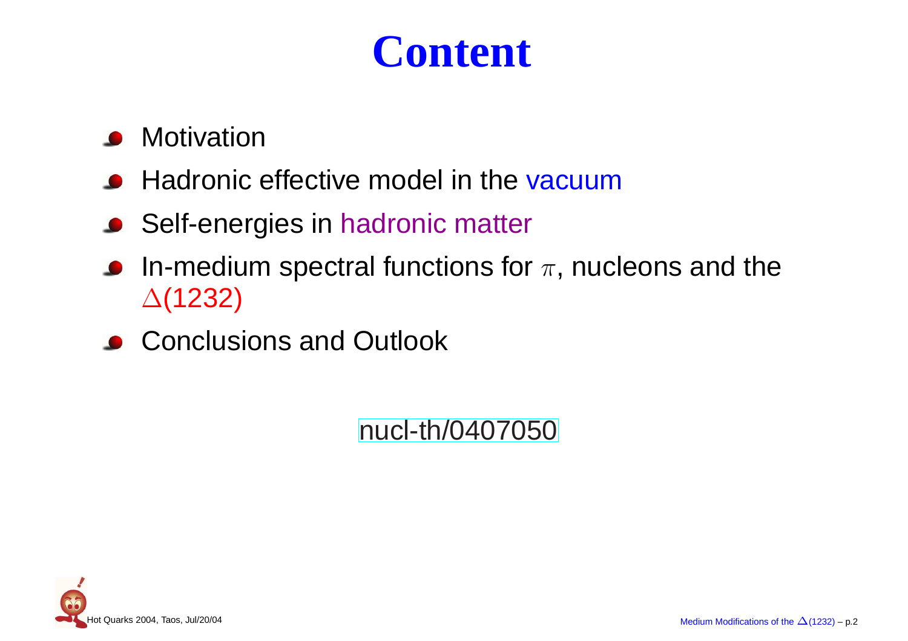# Content

- Motivation
- Hadronic effective model in the vacuum
- Self-energies in hadronic matter
- In-medium spectral functions for $\pi$, nucleons and the $\Delta(1232)$
- Conclusions and Outlook

nucl-th/0407050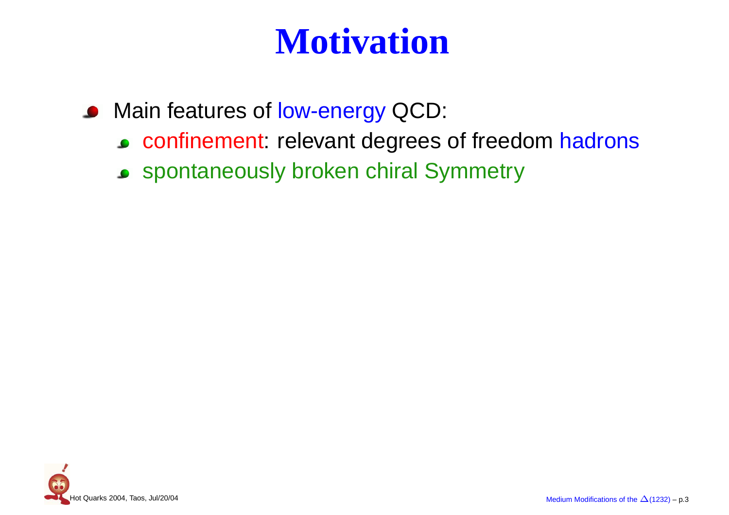# Motivation

- Main features of low-energy QCD:
  - confinement: relevant degrees of freedom hadrons
  - spontaneously broken chiral Symmetry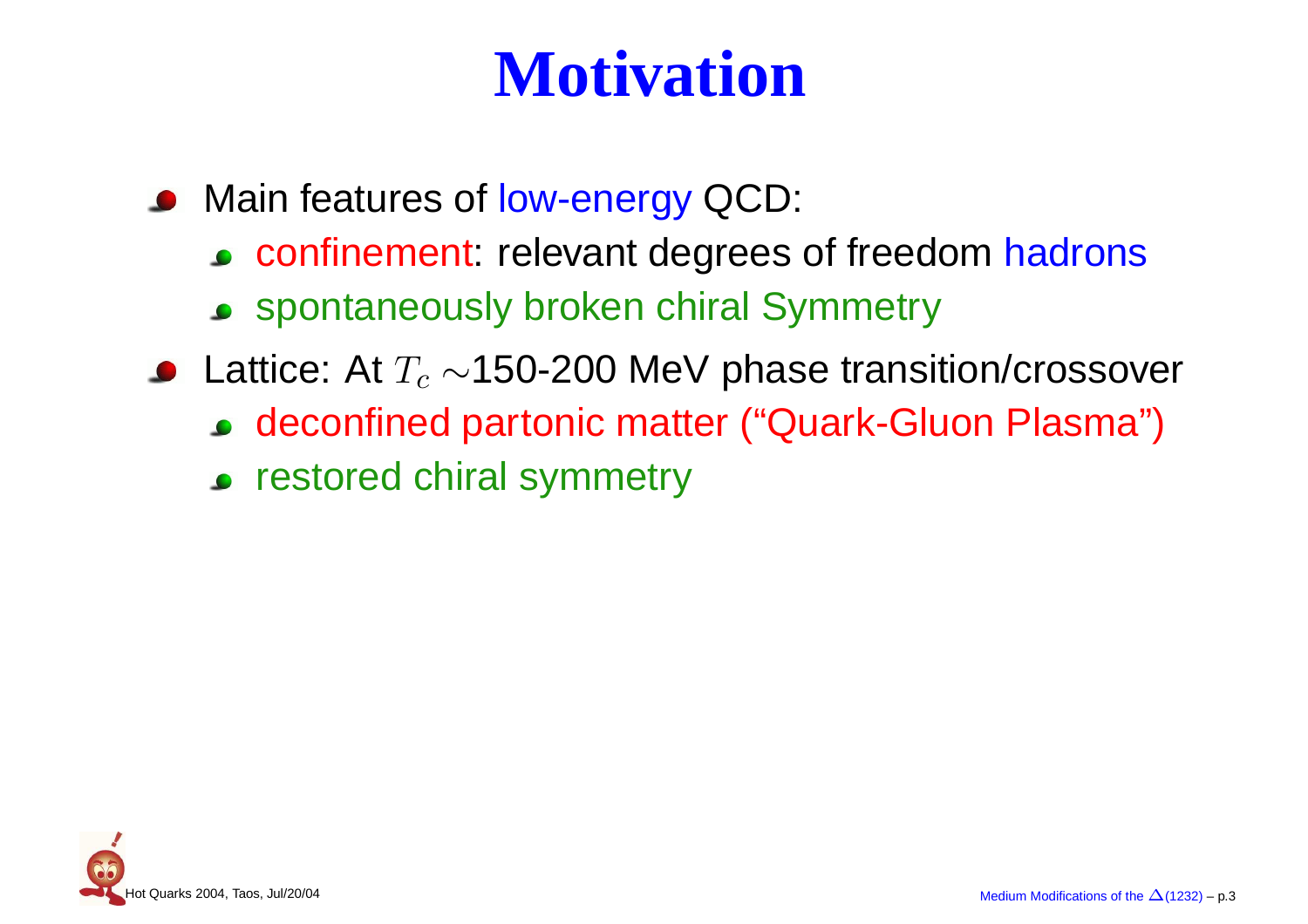# Motivation

- Main features of low-energy QCD:
  - confinement: relevant degrees of freedom hadrons
  - spontaneously broken chiral Symmetry
- Lattice: At $T_c \sim$150-200 MeV phase transition/crossover
  - deconfined partonic matter (“Quark-Gluon Plasma”)
  - restored chiral symmetry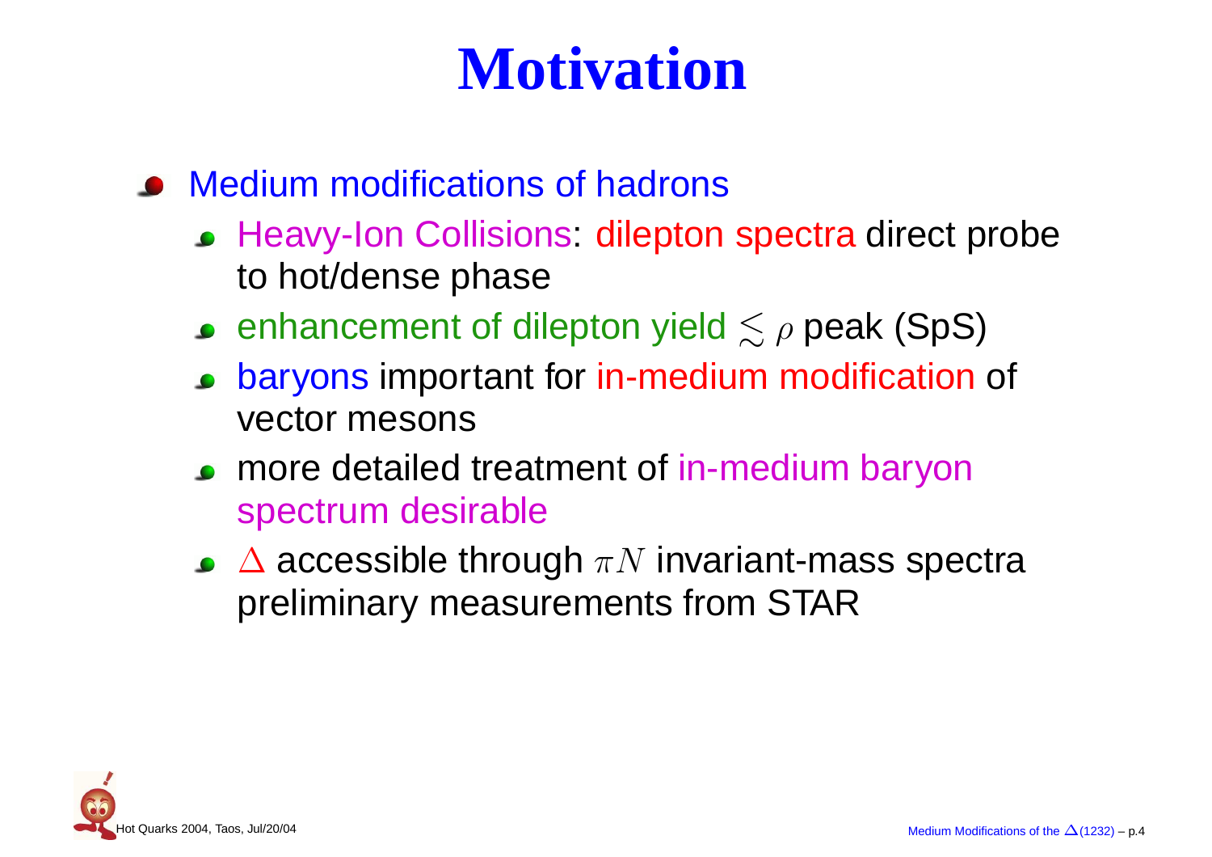# Motivation

- Medium modifications of hadrons
  - Heavy-Ion Collisions: dilepton spectra direct probe to hot/dense phase
  - enhancement of dilepton yield $\lesssim \rho$ peak (SpS)
  - baryons important for in-medium modification of vector mesons
  - more detailed treatment of in-medium baryon spectrum desirable
  - $\Delta$ accessible through $\pi N$ invariant-mass spectra preliminary measurements from STAR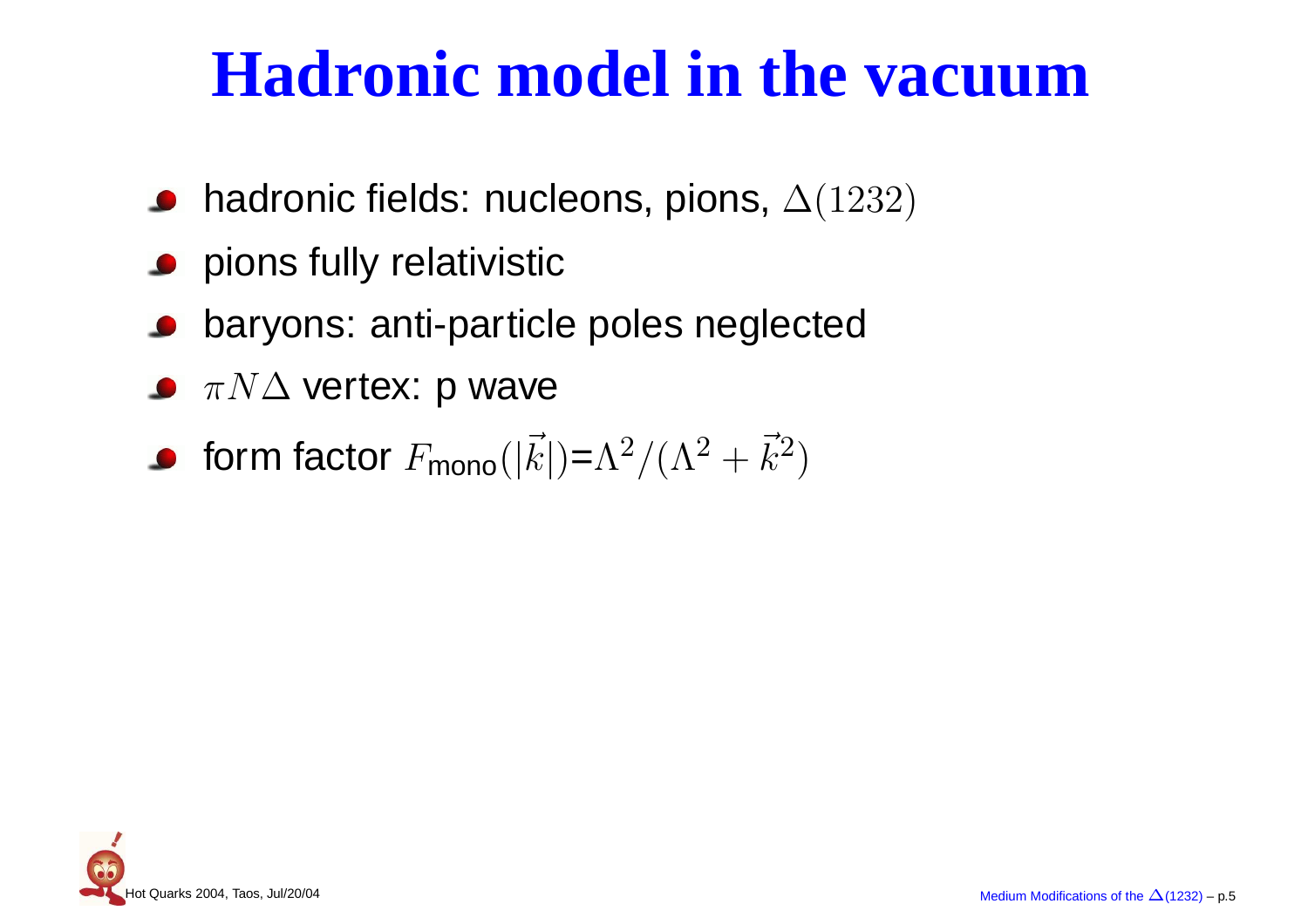# Hadronic model in the vacuum

- hadronic fields: nucleons, pions, $\Delta(1232)$
- pions fully relativistic
- baryons: anti-particle poles neglected
- $\pi N \Delta$ vertex: p wave
- form factor $F_{\text{mono}}(|\vec{k}|)=\Lambda^2/(\Lambda^2+\vec{k}^2)$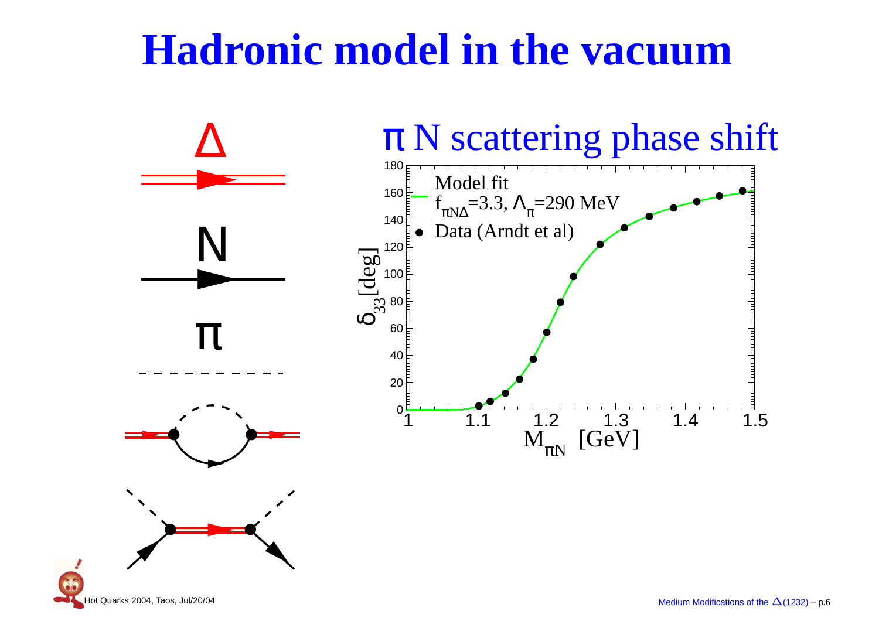# Hadronic model in the vacuum

$\Delta$

N

$\pi$

## $\pi$ N scattering phase shift

- Model fit $f_{\pi N\Delta}=3.3$, $\Lambda_\pi=290$ MeV
- Data (Arndt et al)

$\delta_{33}$ [deg] vs. $M_{\pi N}$ [GeV]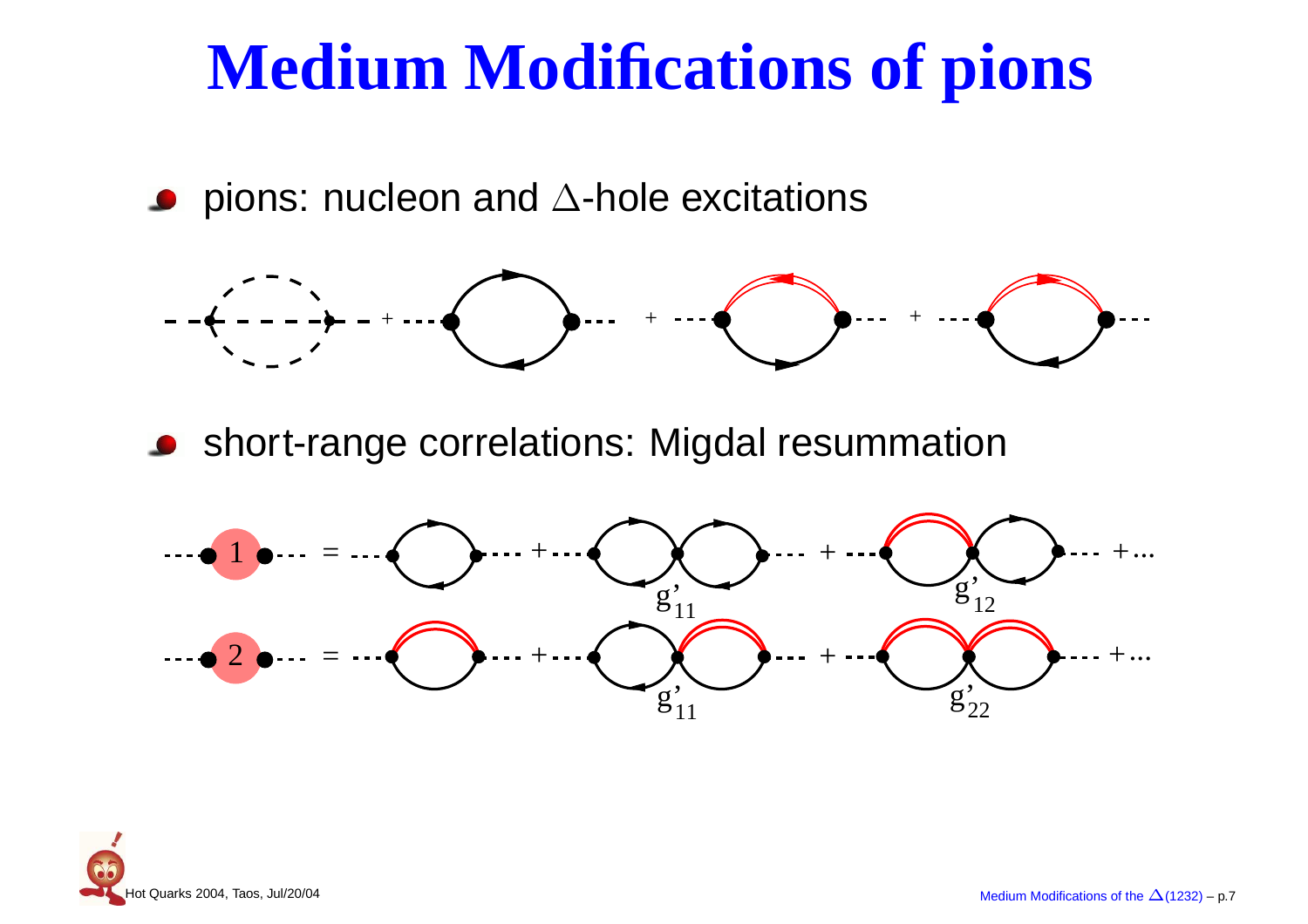# Medium Modifications of pions

- pions: nucleon and $\Delta$-hole excitations
- short-range correlations: Migdal resummation

$g'_{11}$ $g'_{12}$

$g'_{11}$ $g'_{22}$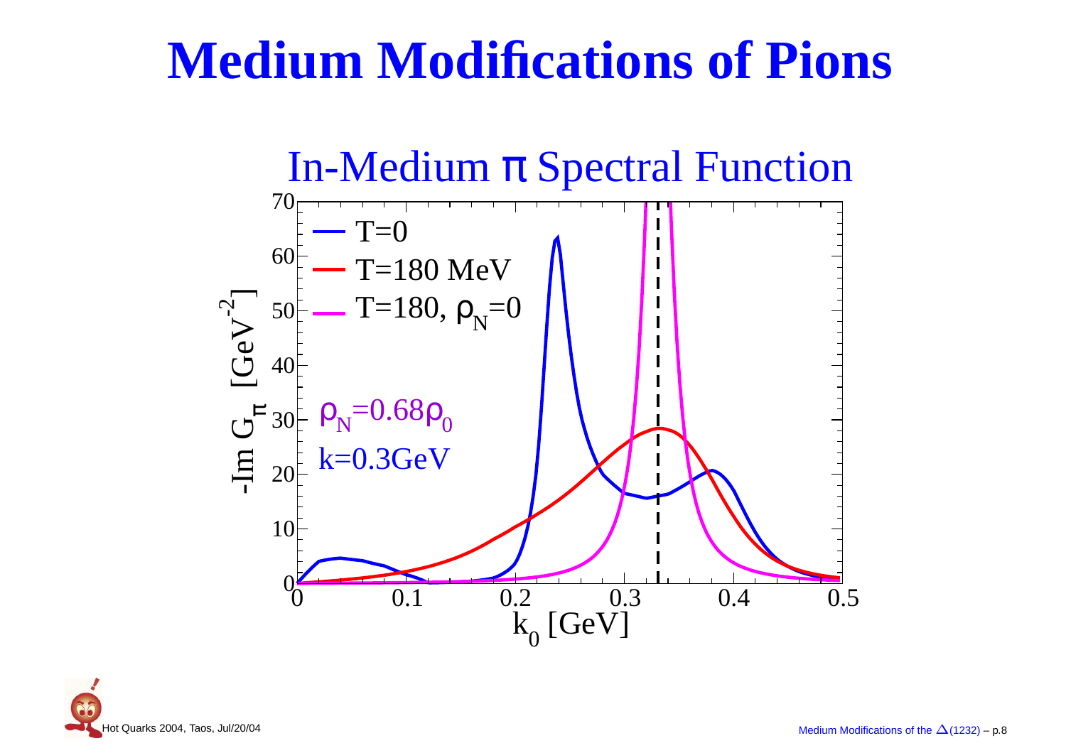# Medium Modifications of Pions

In-Medium $\pi$ Spectral Function

- T=0
- T=180 MeV
- T=180, $\rho_N$=0

$\rho_N = 0.68\rho_0$

k=0.3GeV

$-\mathrm{Im}\, G_\pi$ [GeV$^{-2}$]

$k_0$ [GeV]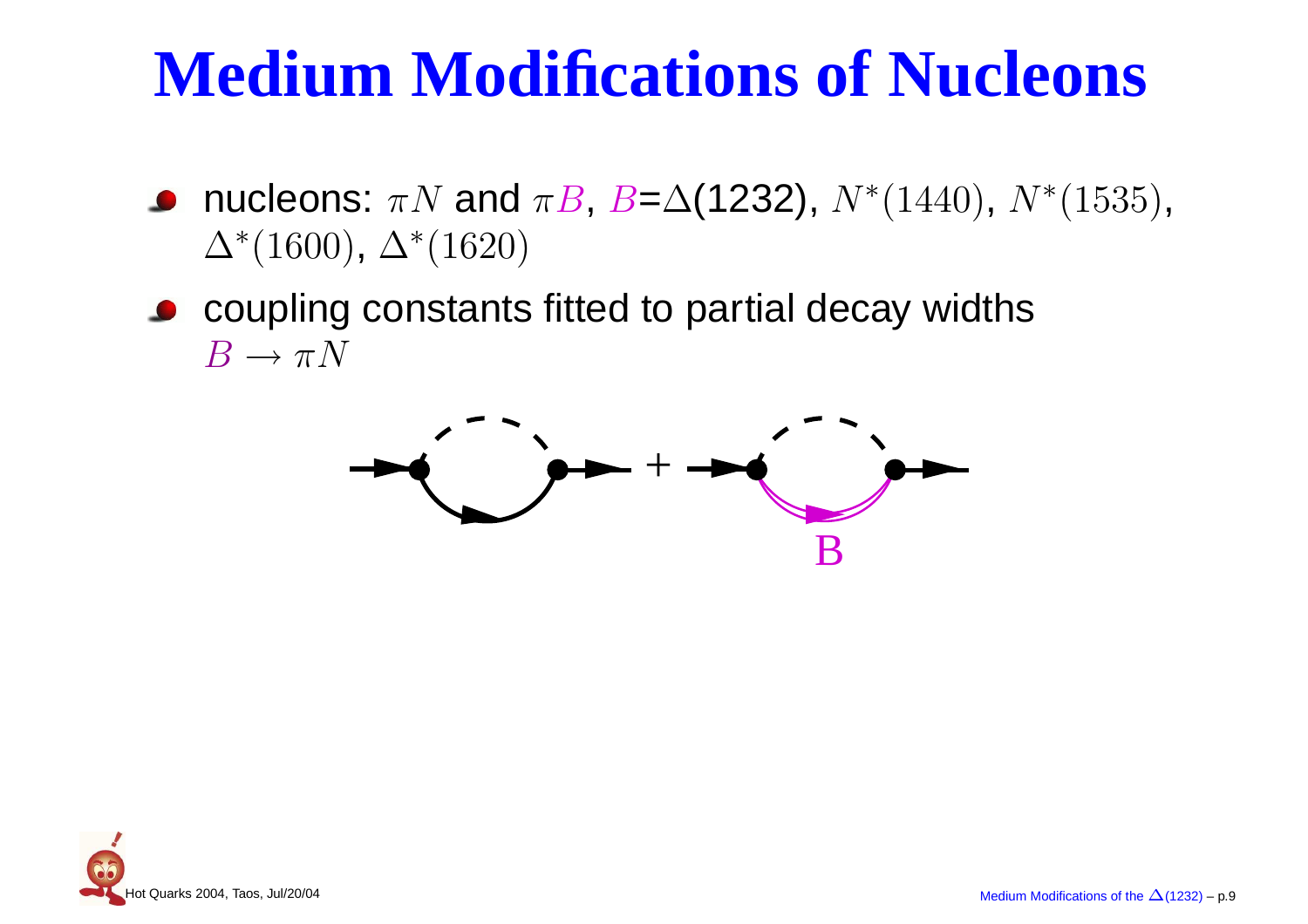# Medium Modifications of Nucleons

- nucleons: $\pi N$ and $\pi B$, $B$=Δ(1232), $N^*(1440)$, $N^*(1535)$, $\Delta^*(1600)$, $\Delta^*(1620)$
- coupling constants fitted to partial decay widths $B \to \pi N$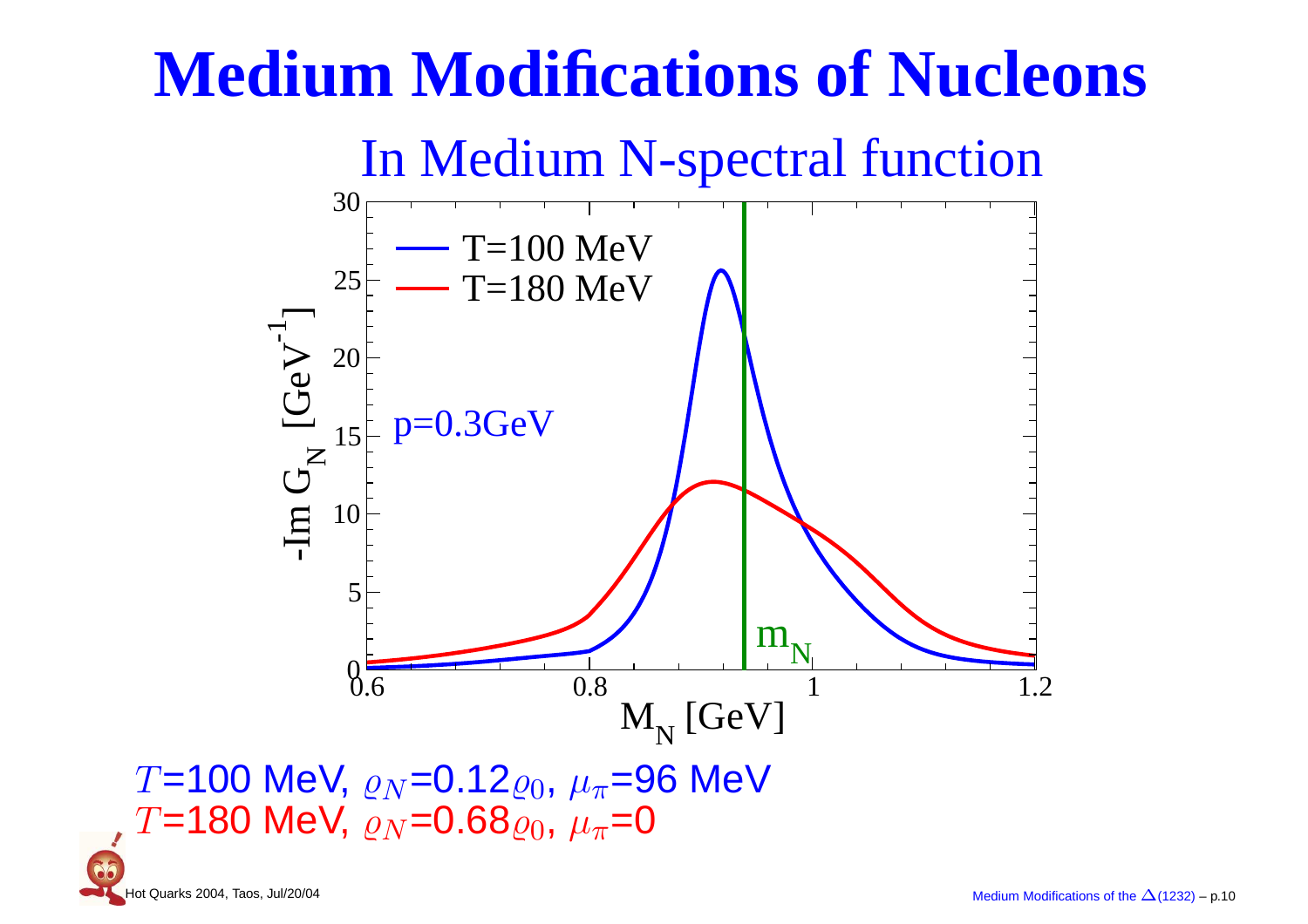# Medium Modifications of Nucleons

## In Medium N-spectral function

$T$=100 MeV, $\varrho_N$=0.12$\varrho_0$, $\mu_\pi$=96 MeV

$T$=180 MeV, $\varrho_N$=0.68$\varrho_0$, $\mu_\pi$=0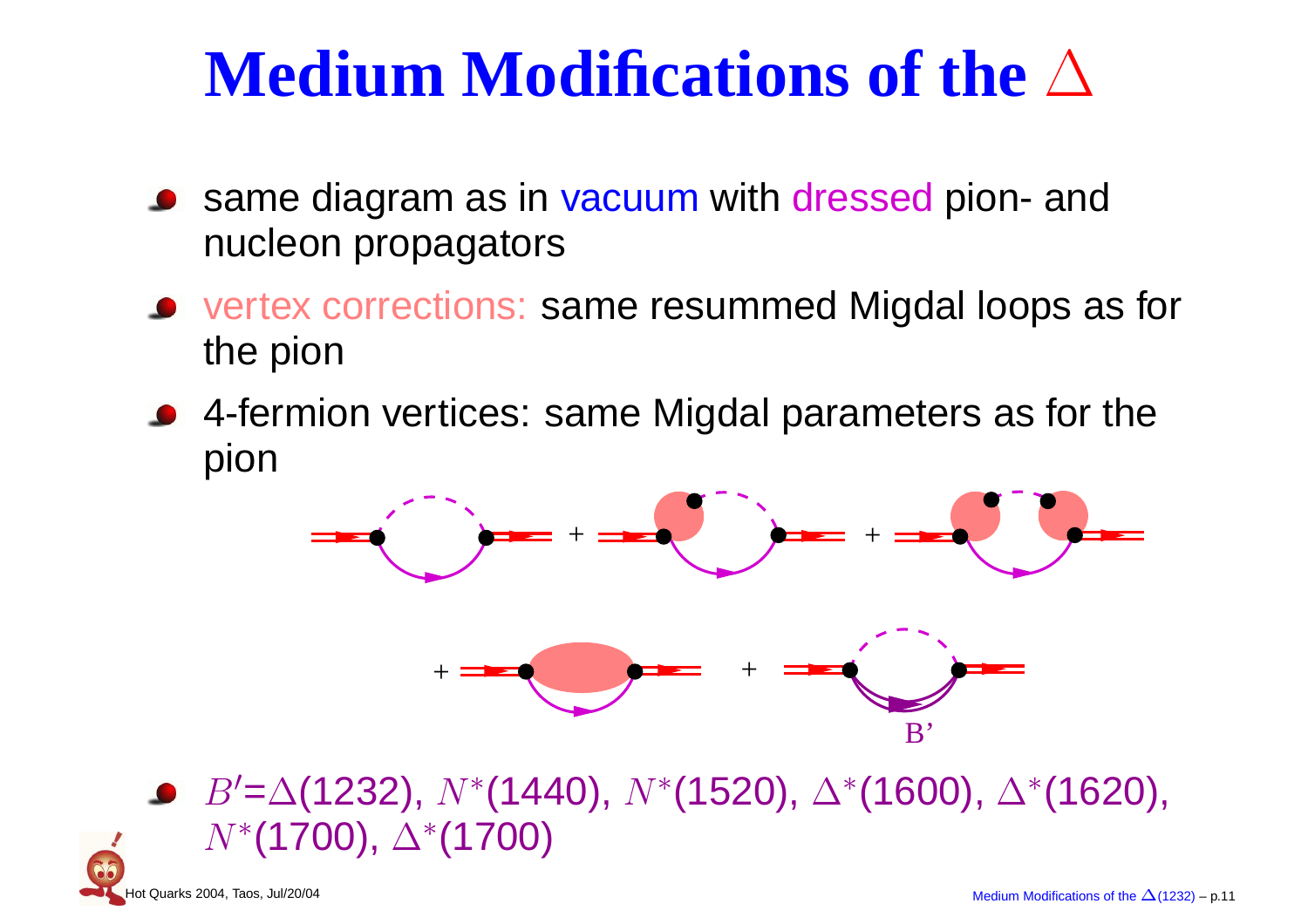# Medium Modifications of the $\Delta$

- same diagram as in vacuum with dressed pion- and nucleon propagators
- vertex corrections: same resummed Migdal loops as for the pion
- 4-fermion vertices: same Migdal parameters as for the pion

B'

- $B'$=$\Delta$(1232), $N^*$(1440), $N^*$(1520), $\Delta^*$(1600), $\Delta^*$(1620), $N^*$(1700), $\Delta^*$(1700)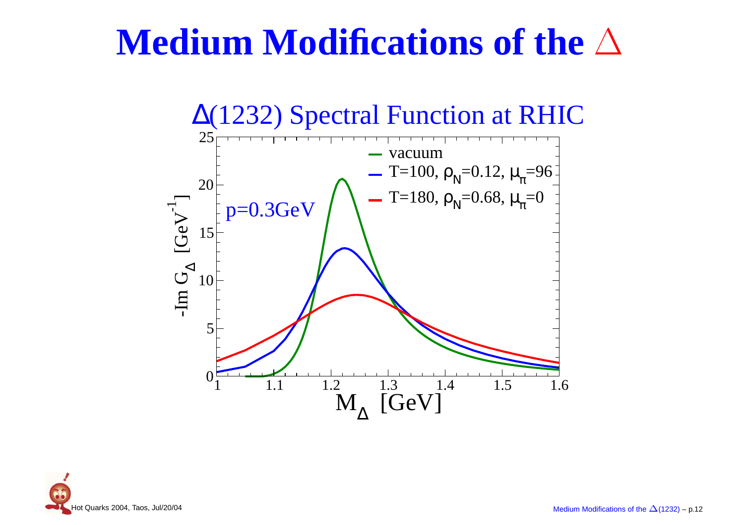# Medium Modifications of the $\Delta$

$\Delta$(1232) Spectral Function at RHIC

p=0.3GeV

- vacuum
- T=100, $\rho_N$=0.12, $\mu_\pi$=96
- T=180, $\rho_N$=0.68, $\mu_\pi$=0

y-axis: $-\mathrm{Im}\, G_\Delta$ [GeV$^{-1}$]

x-axis: $M_\Delta$ [GeV]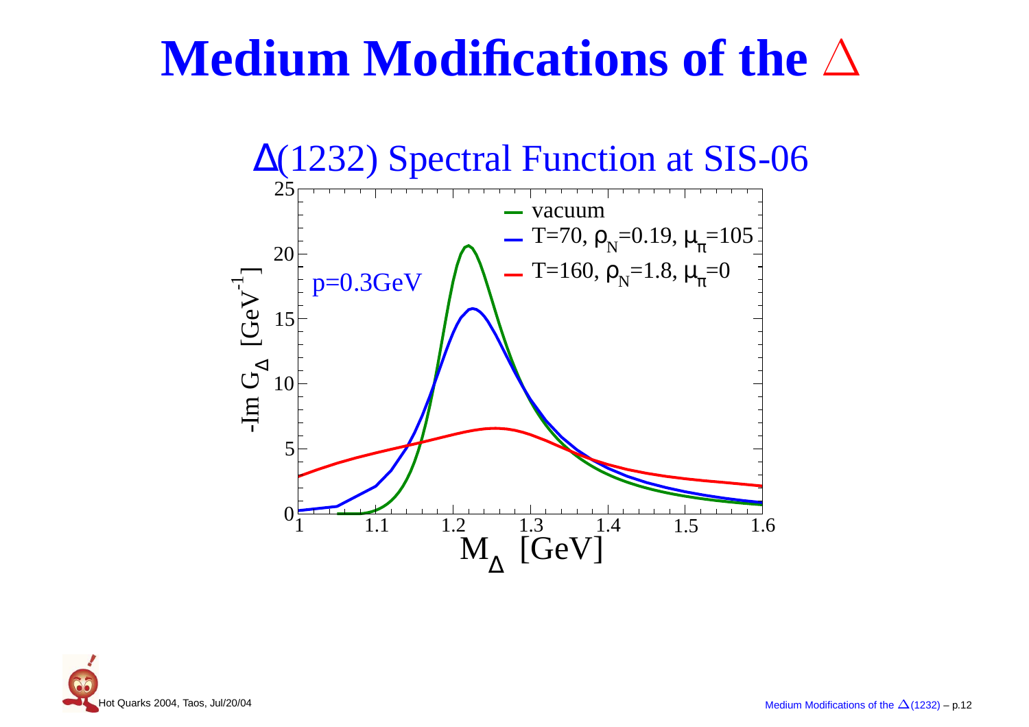# Medium Modifications of the $\Delta$

## $\Delta$(1232) Spectral Function at SIS-06

$p=0.3$GeV

- vacuum
- $T=70$, $\rho_N=0.19$, $\mu_\pi=105$
- $T=160$, $\rho_N=1.8$, $\mu_\pi=0$

y-axis: $-\text{Im}\, G_\Delta$ [GeV$^{-1}$] (0–25)

x-axis: $M_\Delta$ [GeV] (1–1.6)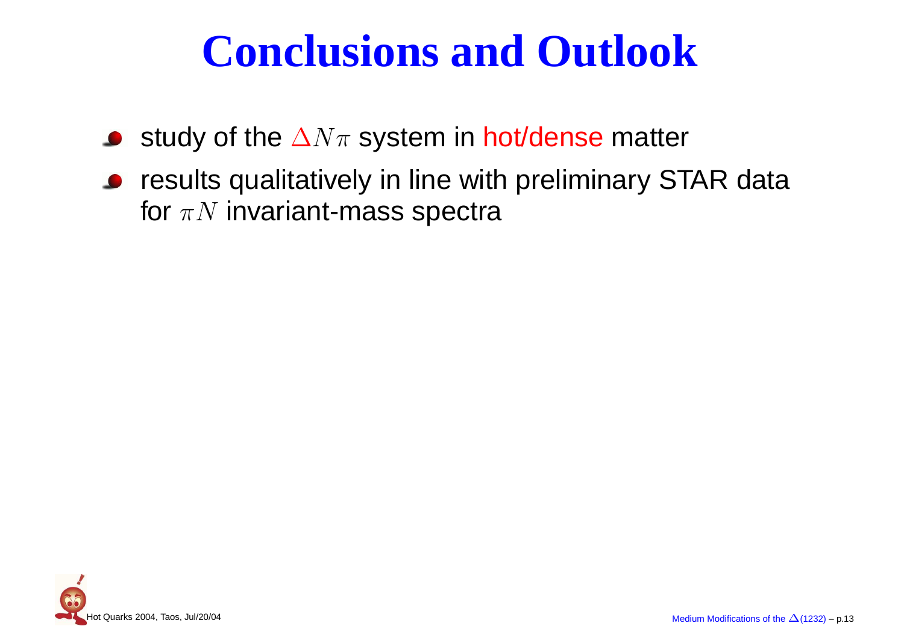# Conclusions and Outlook

- study of the $\Delta N\pi$ system in hot/dense matter
- results qualitatively in line with preliminary STAR data for $\pi N$ invariant-mass spectra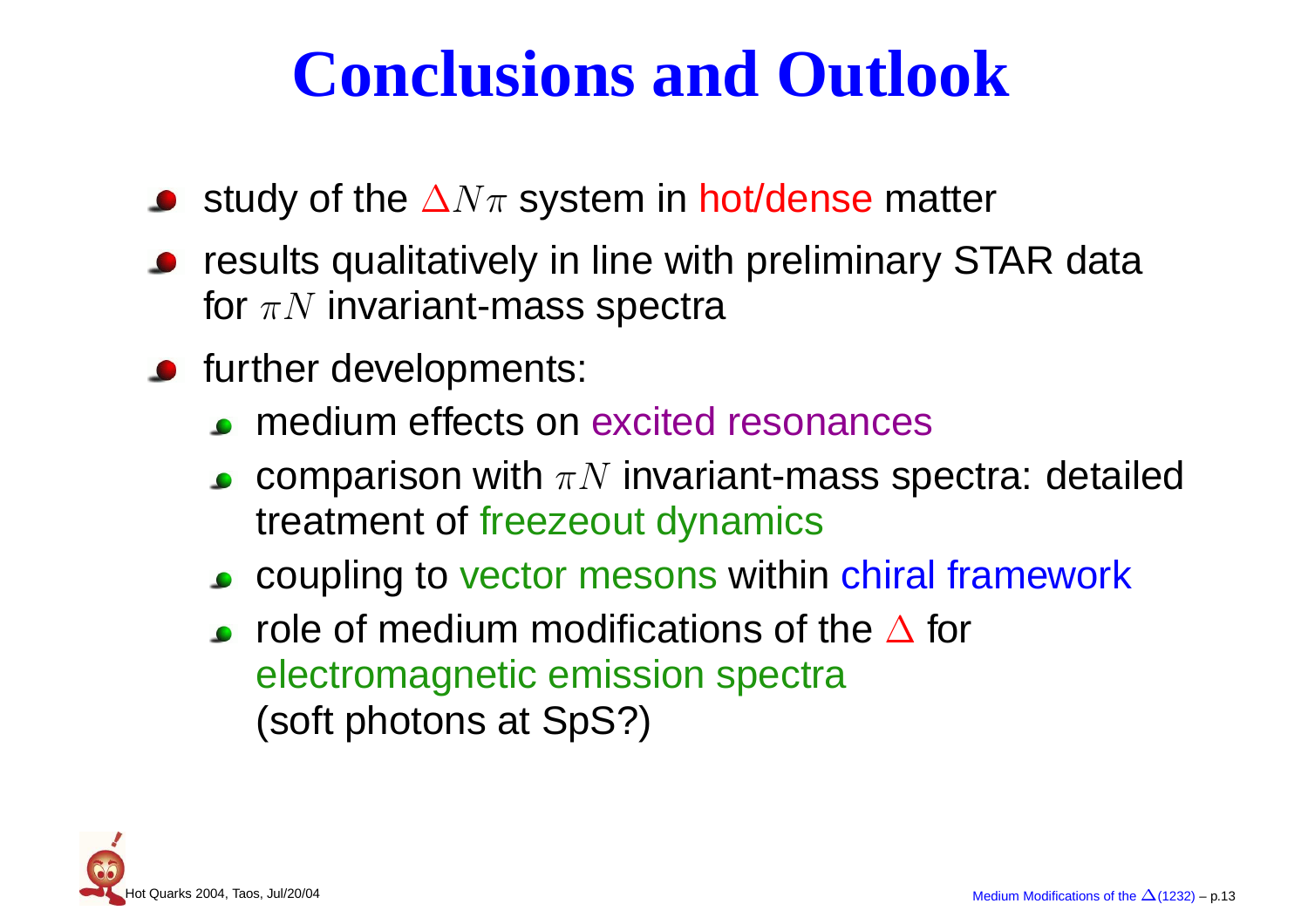# Conclusions and Outlook

- study of the $\Delta N\pi$ system in hot/dense matter
- results qualitatively in line with preliminary STAR data for $\pi N$ invariant-mass spectra
- further developments:
  - medium effects on excited resonances
  - comparison with $\pi N$ invariant-mass spectra: detailed treatment of freezeout dynamics
  - coupling to vector mesons within chiral framework
  - role of medium modifications of the $\Delta$ for electromagnetic emission spectra (soft photons at SpS?)